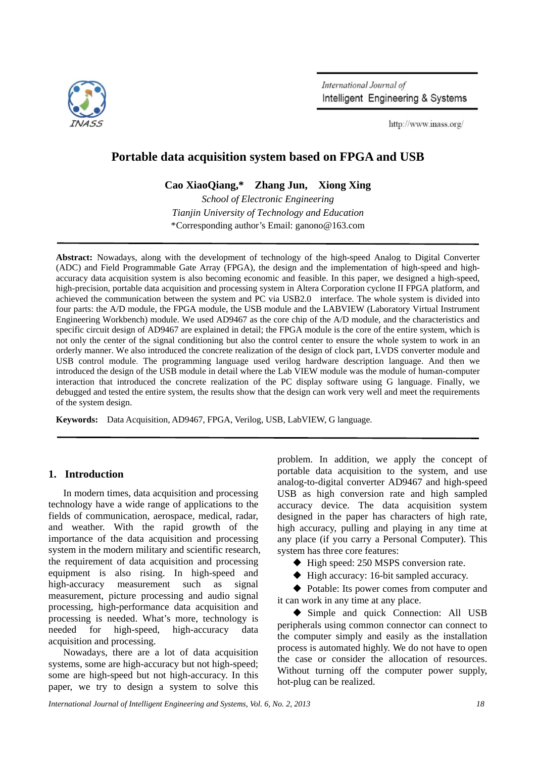International Journal of
Intelligent Engineering & Systems

http://www.inass.org/

# Portable data acquisition system based on FPGA and USB

**Cao XiaoQiang,\* Zhang Jun, Xiong Xing**

*School of Electronic Engineering*

*Tianjin University of Technology and Education*

\*Corresponding author's Email: ganono@163.com

**Abstract:** Nowadays, along with the development of technology of the high-speed Analog to Digital Converter (ADC) and Field Programmable Gate Array (FPGA), the design and the implementation of high-speed and high-accuracy data acquisition system is also becoming economic and feasible. In this paper, we designed a high-speed, high-precision, portable data acquisition and processing system in Altera Corporation cyclone II FPGA platform, and achieved the communication between the system and PC via USB2.0 interface. The whole system is divided into four parts: the A/D module, the FPGA module, the USB module and the LABVIEW (Laboratory Virtual Instrument Engineering Workbench) module. We used AD9467 as the core chip of the A/D module, and the characteristics and specific circuit design of AD9467 are explained in detail; the FPGA module is the core of the entire system, which is not only the center of the signal conditioning but also the control center to ensure the whole system to work in an orderly manner. We also introduced the concrete realization of the design of clock part, LVDS converter module and USB control module. The programming language used verilog hardware description language. And then we introduced the design of the USB module in detail where the Lab VIEW module was the module of human-computer interaction that introduced the concrete realization of the PC display software using G language. Finally, we debugged and tested the entire system, the results show that the design can work very well and meet the requirements of the system design.

**Keywords:** Data Acquisition, AD9467, FPGA, Verilog, USB, LabVIEW, G language.

## 1. Introduction

In modern times, data acquisition and processing technology have a wide range of applications to the fields of communication, aerospace, medical, radar, and weather. With the rapid growth of the importance of the data acquisition and processing system in the modern military and scientific research, the requirement of data acquisition and processing equipment is also rising. In high-speed and high-accuracy measurement such as signal measurement, picture processing and audio signal processing, high-performance data acquisition and processing is needed. What's more, technology is needed for high-speed, high-accuracy data acquisition and processing.

Nowadays, there are a lot of data acquisition systems, some are high-accuracy but not high-speed; some are high-speed but not high-accuracy. In this paper, we try to design a system to solve this problem. In addition, we apply the concept of portable data acquisition to the system, and use analog-to-digital converter AD9467 and high-speed USB as high conversion rate and high sampled accuracy device. The data acquisition system designed in the paper has characters of high rate, high accuracy, pulling and playing in any time at any place (if you carry a Personal Computer). This system has three core features:

- High speed: 250 MSPS conversion rate.
- High accuracy: 16-bit sampled accuracy.
- Potable: Its power comes from computer and it can work in any time at any place.
- Simple and quick Connection: All USB peripherals using common connector can connect to the computer simply and easily as the installation process is automated highly. We do not have to open the case or consider the allocation of resources. Without turning off the computer power supply, hot-plug can be realized.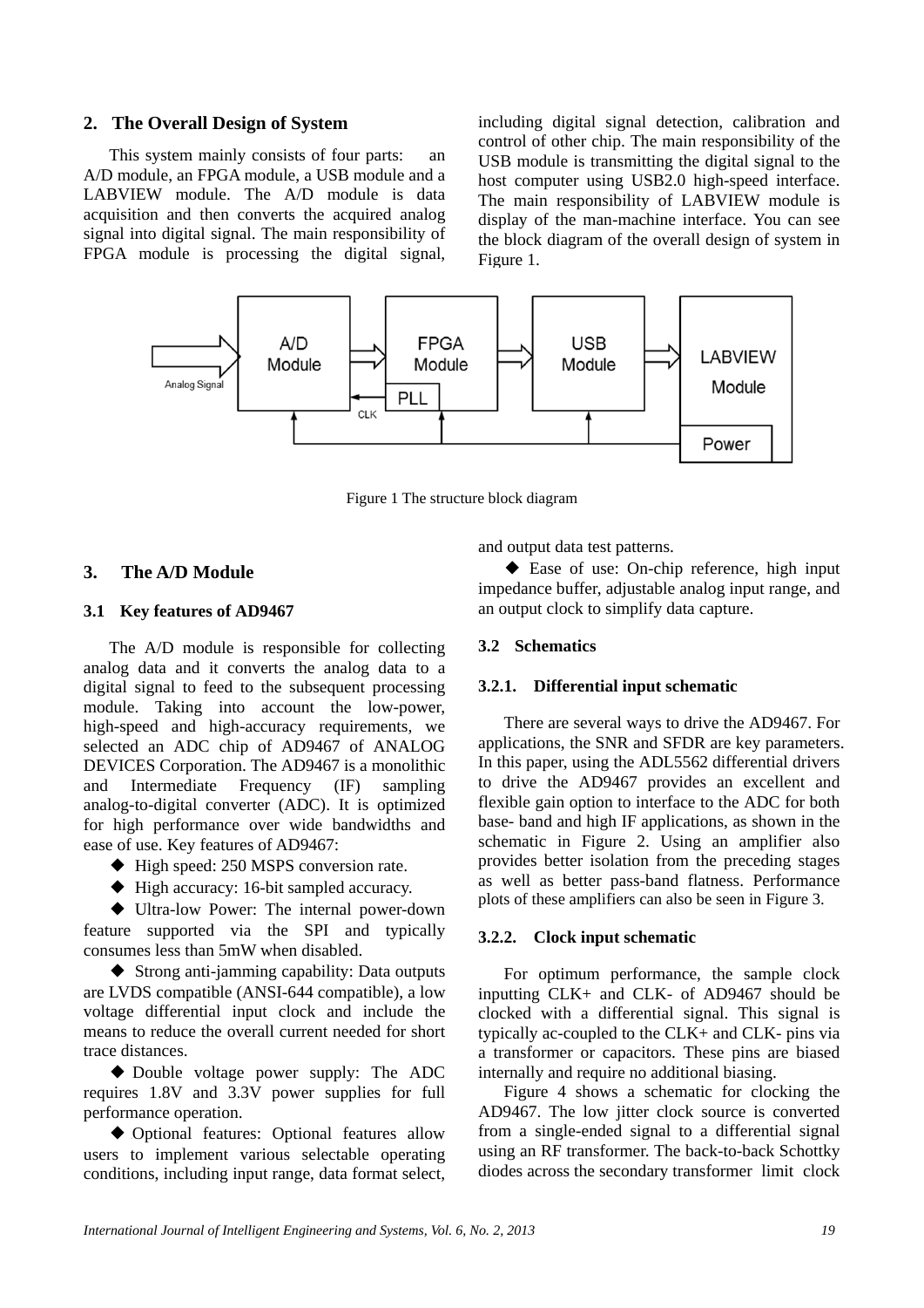## 2. The Overall Design of System

This system mainly consists of four parts: an A/D module, an FPGA module, a USB module and a LABVIEW module. The A/D module is data acquisition and then converts the acquired analog signal into digital signal. The main responsibility of FPGA module is processing the digital signal, including digital signal detection, calibration and control of other chip. The main responsibility of the USB module is transmitting the digital signal to the host computer using USB2.0 high-speed interface. The main responsibility of LABVIEW module is display of the man-machine interface. You can see the block diagram of the overall design of system in Figure 1.

Figure 1 The structure block diagram

## 3. The A/D Module

### 3.1 Key features of AD9467

The A/D module is responsible for collecting analog data and it converts the analog data to a digital signal to feed to the subsequent processing module. Taking into account the low-power, high-speed and high-accuracy requirements, we selected an ADC chip of AD9467 of ANALOG DEVICES Corporation. The AD9467 is a monolithic and Intermediate Frequency (IF) sampling analog-to-digital converter (ADC). It is optimized for high performance over wide bandwidths and ease of use. Key features of AD9467:

- ◆ High speed: 250 MSPS conversion rate.
- ◆ High accuracy: 16-bit sampled accuracy.
- ◆ Ultra-low Power: The internal power-down feature supported via the SPI and typically consumes less than 5mW when disabled.
- ◆ Strong anti-jamming capability: Data outputs are LVDS compatible (ANSI-644 compatible), a low voltage differential input clock and include the means to reduce the overall current needed for short trace distances.
- ◆ Double voltage power supply: The ADC requires 1.8V and 3.3V power supplies for full performance operation.
- ◆ Optional features: Optional features allow users to implement various selectable operating conditions, including input range, data format select, and output data test patterns.
- ◆ Ease of use: On-chip reference, high input impedance buffer, adjustable analog input range, and an output clock to simplify data capture.

### 3.2 Schematics

#### 3.2.1. Differential input schematic

There are several ways to drive the AD9467. For applications, the SNR and SFDR are key parameters. In this paper, using the ADL5562 differential drivers to drive the AD9467 provides an excellent and flexible gain option to interface to the ADC for both base- band and high IF applications, as shown in the schematic in Figure 2. Using an amplifier also provides better isolation from the preceding stages as well as better pass-band flatness. Performance plots of these amplifiers can also be seen in Figure 3.

#### 3.2.2. Clock input schematic

For optimum performance, the sample clock inputting CLK+ and CLK- of AD9467 should be clocked with a differential signal. This signal is typically ac-coupled to the CLK+ and CLK- pins via a transformer or capacitors. These pins are biased internally and require no additional biasing.

Figure 4 shows a schematic for clocking the AD9467. The low jitter clock source is converted from a single-ended signal to a differential signal using an RF transformer. The back-to-back Schottky diodes across the secondary transformer limit clock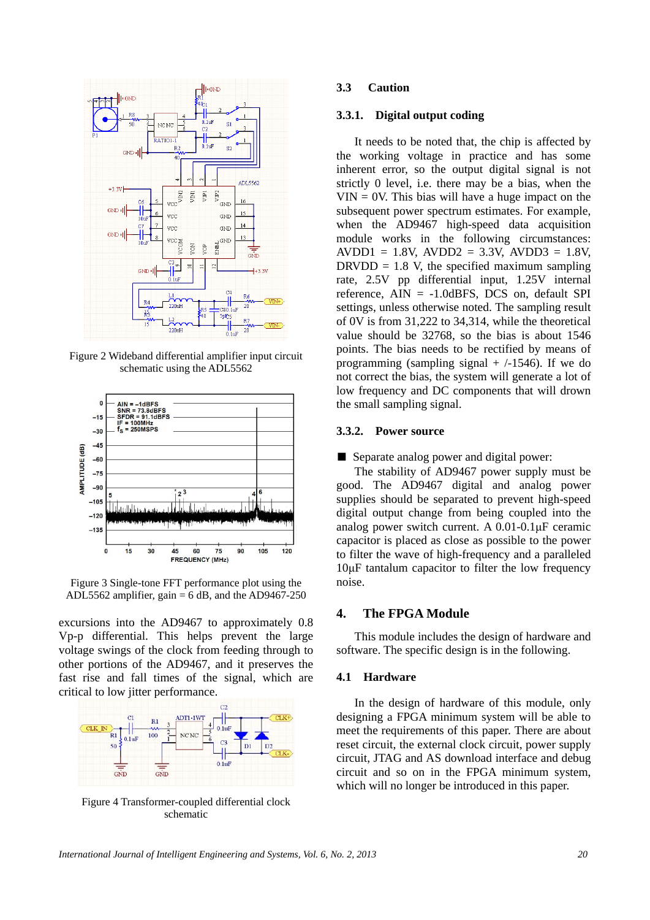Figure 2 Wideband differential amplifier input circuit schematic using the ADL5562

Figure 3 Single-tone FFT performance plot using the ADL5562 amplifier, gain = 6 dB, and the AD9467-250

excursions into the AD9467 to approximately 0.8 Vp-p differential. This helps prevent the large voltage swings of the clock from feeding through to other portions of the AD9467, and it preserves the fast rise and fall times of the signal, which are critical to low jitter performance.

Figure 4 Transformer-coupled differential clock schematic

### 3.3 Caution

#### 3.3.1. Digital output coding

It needs to be noted that, the chip is affected by the working voltage in practice and has some inherent error, so the output digital signal is not strictly 0 level, i.e. there may be a bias, when the VIN = 0V. This bias will have a huge impact on the subsequent power spectrum estimates. For example, when the AD9467 high-speed data acquisition module works in the following circumstances: AVDD1 = 1.8V, AVDD2 = 3.3V, AVDD3 = 1.8V, DRVDD = 1.8 V, the specified maximum sampling rate, 2.5V pp differential input, 1.25V internal reference, AIN = -1.0dBFS, DCS on, default SPI settings, unless otherwise noted. The sampling result of 0V is from 31,222 to 34,314, while the theoretical value should be 32768, so the bias is about 1546 points. The bias needs to be rectified by means of programming (sampling signal + /-1546). If we do not correct the bias, the system will generate a lot of low frequency and DC components that will drown the small sampling signal.

#### 3.3.2. Power source

- Separate analog power and digital power:

The stability of AD9467 power supply must be good. The AD9467 digital and analog power supplies should be separated to prevent high-speed digital output change from being coupled into the analog power switch current. A 0.01-0.1μF ceramic capacitor is placed as close as possible to the power to filter the wave of high-frequency and a paralleled 10μF tantalum capacitor to filter the low frequency noise.

## 4. The FPGA Module

This module includes the design of hardware and software. The specific design is in the following.

### 4.1 Hardware

In the design of hardware of this module, only designing a FPGA minimum system will be able to meet the requirements of this paper. There are about reset circuit, the external clock circuit, power supply circuit, JTAG and AS download interface and debug circuit and so on in the FPGA minimum system, which will no longer be introduced in this paper.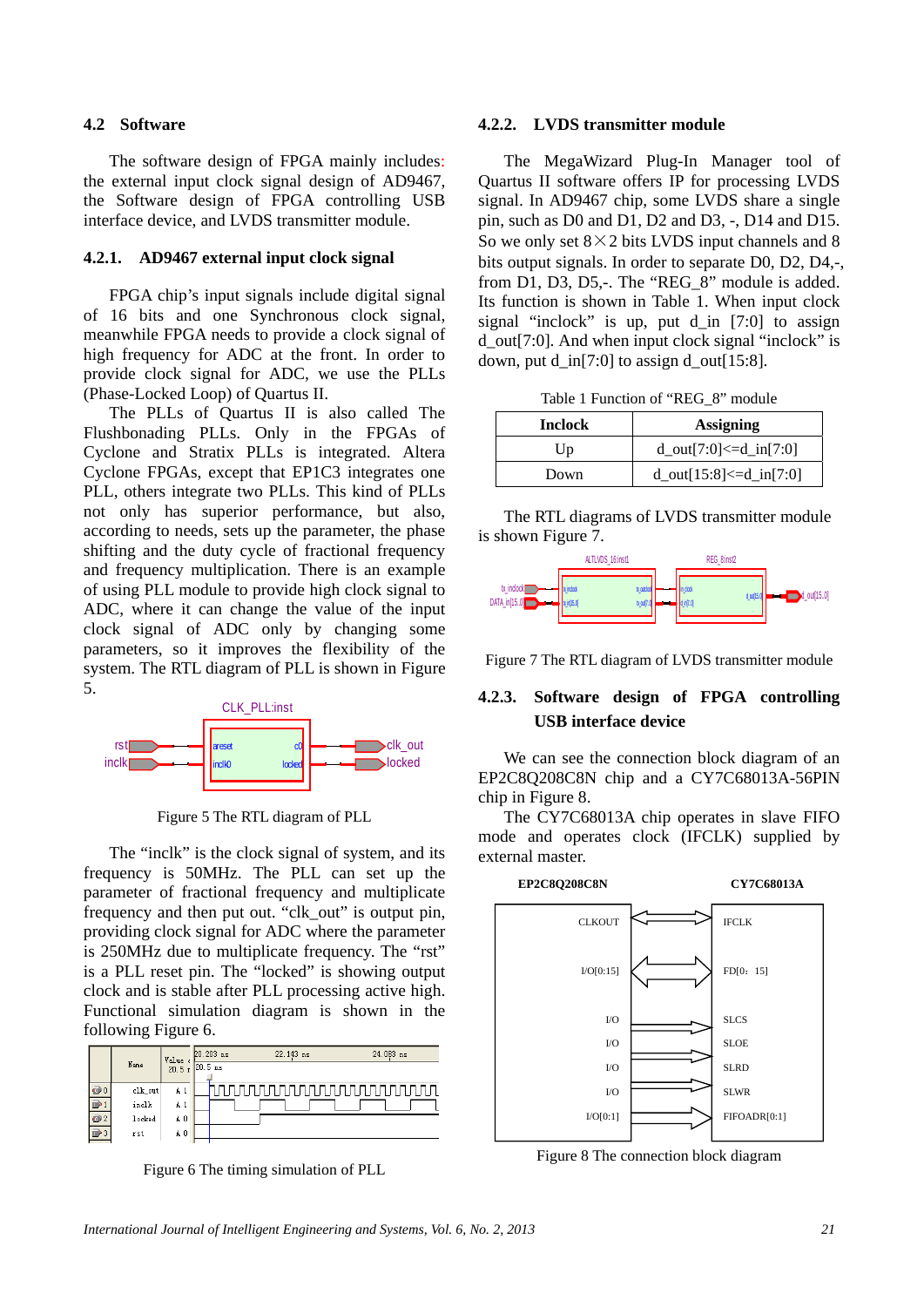## 4.2 Software

The software design of FPGA mainly includes: the external input clock signal design of AD9467, the Software design of FPGA controlling USB interface device, and LVDS transmitter module.

### 4.2.1. AD9467 external input clock signal

FPGA chip's input signals include digital signal of 16 bits and one Synchronous clock signal, meanwhile FPGA needs to provide a clock signal of high frequency for ADC at the front. In order to provide clock signal for ADC, we use the PLLs (Phase-Locked Loop) of Quartus II.

The PLLs of Quartus II is also called The Flushbonading PLLs. Only in the FPGAs of Cyclone and Stratix PLLs is integrated. Altera Cyclone FPGAs, except that EP1C3 integrates one PLL, others integrate two PLLs. This kind of PLLs not only has superior performance, but also, according to needs, sets up the parameter, the phase shifting and the duty cycle of fractional frequency and frequency multiplication. There is an example of using PLL module to provide high clock signal to ADC, where it can change the value of the input clock signal of ADC only by changing some parameters, so it improves the flexibility of the system. The RTL diagram of PLL is shown in Figure 5.

Figure 5 The RTL diagram of PLL

The "inclk" is the clock signal of system, and its frequency is 50MHz. The PLL can set up the parameter of fractional frequency and multiplicate frequency and then put out. "clk_out" is output pin, providing clock signal for ADC where the parameter is 250MHz due to multiplicate frequency. The "rst" is a PLL reset pin. The "locked" is showing output clock and is stable after PLL processing active high. Functional simulation diagram is shown in the following Figure 6.

Figure 6 The timing simulation of PLL

### 4.2.2. LVDS transmitter module

The MegaWizard Plug-In Manager tool of Quartus II software offers IP for processing LVDS signal. In AD9467 chip, some LVDS share a single pin, such as D0 and D1, D2 and D3, -, D14 and D15. So we only set 8×2 bits LVDS input channels and 8 bits output signals. In order to separate D0, D2, D4,-, from D1, D3, D5,-. The "REG_8" module is added. Its function is shown in Table 1. When input clock signal "inclock" is up, put d_in [7:0] to assign d_out[7:0]. And when input clock signal "inclock" is down, put d_in[7:0] to assign d_out[15:8].

Table 1 Function of "REG_8" module

| Inclock | Assigning |
|---|---|
| Up | d_out[7:0]<=d_in[7:0] |
| Down | d_out[15:8]<=d_in[7:0] |

The RTL diagrams of LVDS transmitter module is shown Figure 7.

Figure 7 The RTL diagram of LVDS transmitter module

### 4.2.3. Software design of FPGA controlling USB interface device

We can see the connection block diagram of an EP2C8Q208C8N chip and a CY7C68013A-56PIN chip in Figure 8.

The CY7C68013A chip operates in slave FIFO mode and operates clock (IFCLK) supplied by external master.

Figure 8 The connection block diagram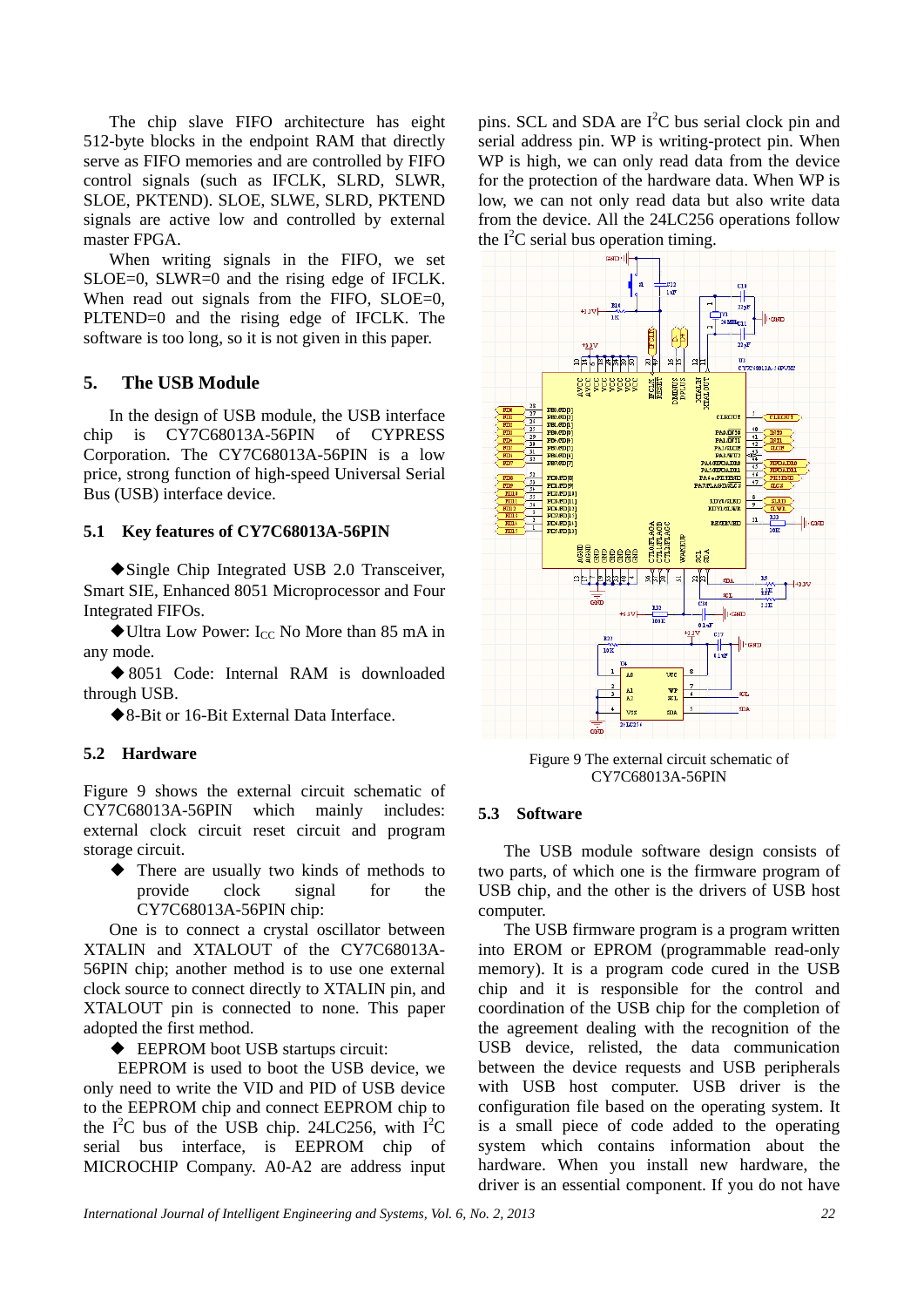The chip slave FIFO architecture has eight 512-byte blocks in the endpoint RAM that directly serve as FIFO memories and are controlled by FIFO control signals (such as IFCLK, SLRD, SLWR, SLOE, PKTEND). SLOE, SLWE, SLRD, PKTEND signals are active low and controlled by external master FPGA.

When writing signals in the FIFO, we set SLOE=0, SLWR=0 and the rising edge of IFCLK. When read out signals from the FIFO, SLOE=0, PLTEND=0 and the rising edge of IFCLK. The software is too long, so it is not given in this paper.

## 5. The USB Module

In the design of USB module, the USB interface chip is CY7C68013A-56PIN of CYPRESS Corporation. The CY7C68013A-56PIN is a low price, strong function of high-speed Universal Serial Bus (USB) interface device.

### 5.1 Key features of CY7C68013A-56PIN

◆Single Chip Integrated USB 2.0 Transceiver, Smart SIE, Enhanced 8051 Microprocessor and Four Integrated FIFOs.

◆Ultra Low Power: $I_{CC}$ No More than 85 mA in any mode.

◆8051 Code: Internal RAM is downloaded through USB.

◆8-Bit or 16-Bit External Data Interface.

### 5.2 Hardware

Figure 9 shows the external circuit schematic of CY7C68013A-56PIN which mainly includes: external clock circuit reset circuit and program storage circuit.

◆ There are usually two kinds of methods to provide clock signal for the CY7C68013A-56PIN chip:

One is to connect a crystal oscillator between XTALIN and XTALOUT of the CY7C68013A-56PIN chip; another method is to use one external clock source to connect directly to XTALIN pin, and XTALOUT pin is connected to none. This paper adopted the first method.

◆ EEPROM boot USB startups circuit:

EEPROM is used to boot the USB device, we only need to write the VID and PID of USB device to the EEPROM chip and connect EEPROM chip to the $I^2C$ bus of the USB chip. 24LC256, with $I^2C$ serial bus interface, is EEPROM chip of MICROCHIP Company. A0-A2 are address input pins. SCL and SDA are $I^2C$ bus serial clock pin and serial address pin. WP is writing-protect pin. When WP is high, we can only read data from the device for the protection of the hardware data. When WP is low, we can not only read data but also write data from the device. All the 24LC256 operations follow the $I^2C$ serial bus operation timing.

Figure 9 The external circuit schematic of CY7C68013A-56PIN

### 5.3 Software

The USB module software design consists of two parts, of which one is the firmware program of USB chip, and the other is the drivers of USB host computer.

The USB firmware program is a program written into EROM or EPROM (programmable read-only memory). It is a program code cured in the USB chip and it is responsible for the control and coordination of the USB chip for the completion of the agreement dealing with the recognition of the USB device, relisted, the data communication between the device requests and USB peripherals with USB host computer. USB driver is the configuration file based on the operating system. It is a small piece of code added to the operating system which contains information about the hardware. When you install new hardware, the driver is an essential component. If you do not have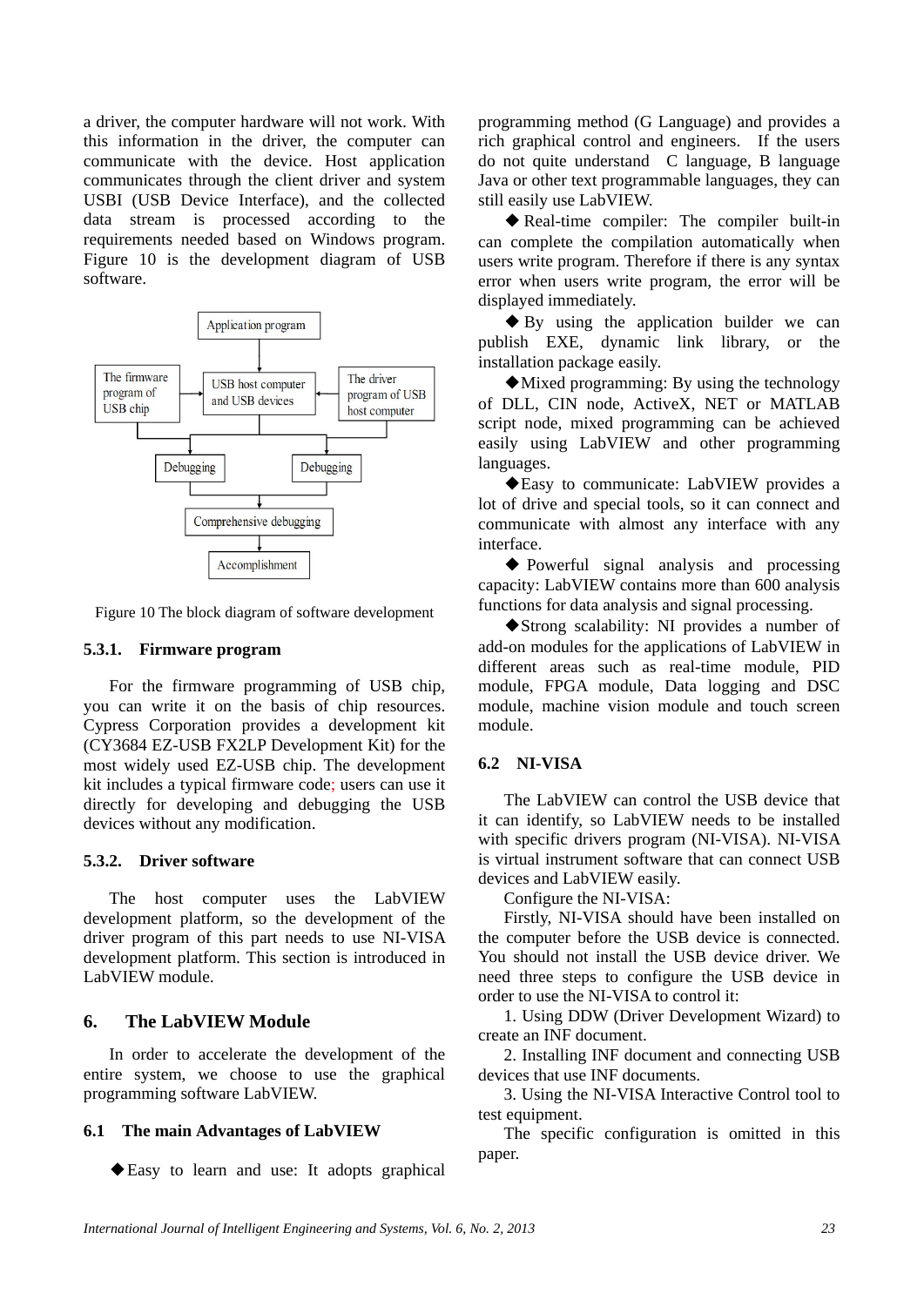a driver, the computer hardware will not work. With this information in the driver, the computer can communicate with the device. Host application communicates through the client driver and system USBI (USB Device Interface), and the collected data stream is processed according to the requirements needed based on Windows program. Figure 10 is the development diagram of USB software.

Figure 10 The block diagram of software development

### 5.3.1. Firmware program

For the firmware programming of USB chip, you can write it on the basis of chip resources. Cypress Corporation provides a development kit (CY3684 EZ-USB FX2LP Development Kit) for the most widely used EZ-USB chip. The development kit includes a typical firmware code; users can use it directly for developing and debugging the USB devices without any modification.

### 5.3.2. Driver software

The host computer uses the LabVIEW development platform, so the development of the driver program of this part needs to use NI-VISA development platform. This section is introduced in LabVIEW module.

## 6. The LabVIEW Module

In order to accelerate the development of the entire system, we choose to use the graphical programming software LabVIEW.

### 6.1 The main Advantages of LabVIEW

◆Easy to learn and use: It adopts graphical programming method (G Language) and provides a rich graphical control and engineers. If the users do not quite understand C language, B language Java or other text programmable languages, they can still easily use LabVIEW.

◆Real-time compiler: The compiler built-in can complete the compilation automatically when users write program. Therefore if there is any syntax error when users write program, the error will be displayed immediately.

◆By using the application builder we can publish EXE, dynamic link library, or the installation package easily.

◆Mixed programming: By using the technology of DLL, CIN node, ActiveX, NET or MATLAB script node, mixed programming can be achieved easily using LabVIEW and other programming languages.

◆Easy to communicate: LabVIEW provides a lot of drive and special tools, so it can connect and communicate with almost any interface with any interface.

◆Powerful signal analysis and processing capacity: LabVIEW contains more than 600 analysis functions for data analysis and signal processing.

◆Strong scalability: NI provides a number of add-on modules for the applications of LabVIEW in different areas such as real-time module, PID module, FPGA module, Data logging and DSC module, machine vision module and touch screen module.

### 6.2 NI-VISA

The LabVIEW can control the USB device that it can identify, so LabVIEW needs to be installed with specific drivers program (NI-VISA). NI-VISA is virtual instrument software that can connect USB devices and LabVIEW easily.

Configure the NI-VISA:

Firstly, NI-VISA should have been installed on the computer before the USB device is connected. You should not install the USB device driver. We need three steps to configure the USB device in order to use the NI-VISA to control it:

1. Using DDW (Driver Development Wizard) to create an INF document.

2. Installing INF document and connecting USB devices that use INF documents.

3. Using the NI-VISA Interactive Control tool to test equipment.

The specific configuration is omitted in this paper.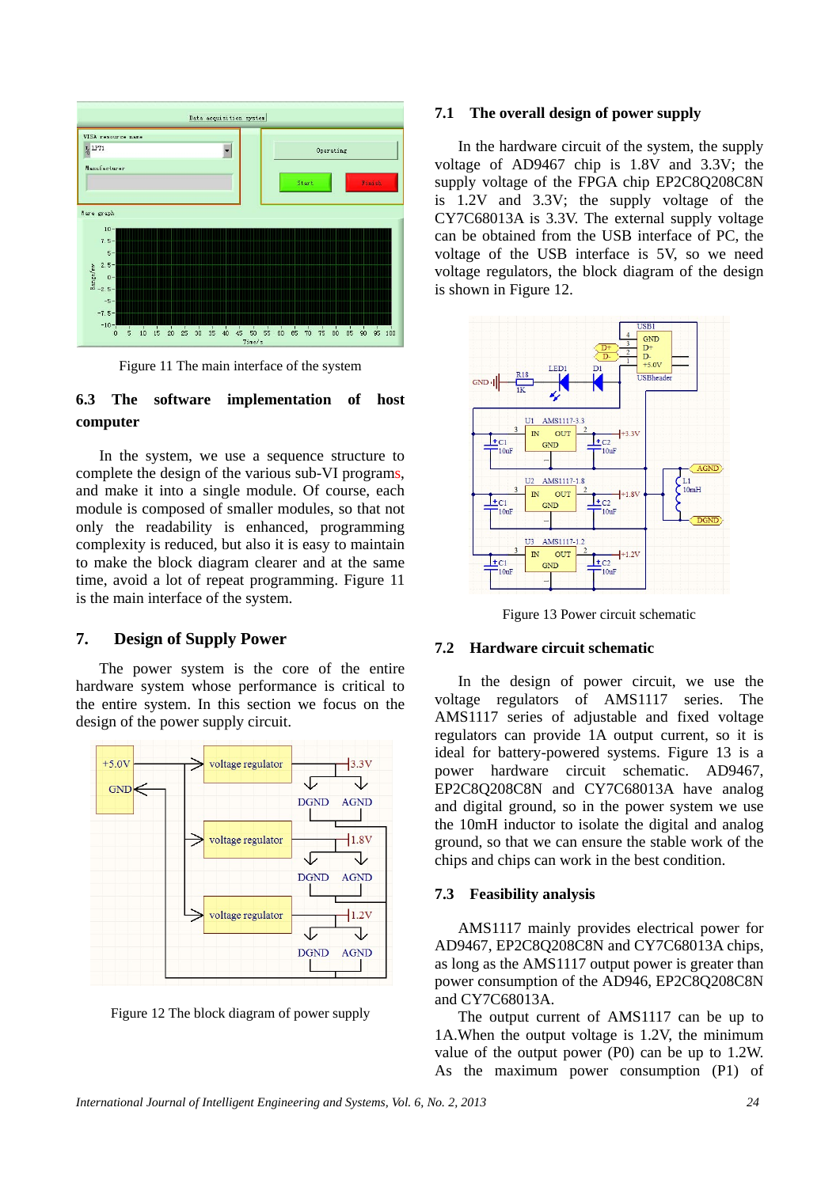Figure 11 The main interface of the system

### 6.3 The software implementation of host computer

In the system, we use a sequence structure to complete the design of the various sub-VI programs, and make it into a single module. Of course, each module is composed of smaller modules, so that not only the readability is enhanced, programming complexity is reduced, but also it is easy to maintain to make the block diagram clearer and at the same time, avoid a lot of repeat programming. Figure 11 is the main interface of the system.

## 7. Design of Supply Power

The power system is the core of the entire hardware system whose performance is critical to the entire system. In this section we focus on the design of the power supply circuit.

Figure 12 The block diagram of power supply

### 7.1 The overall design of power supply

In the hardware circuit of the system, the supply voltage of AD9467 chip is 1.8V and 3.3V; the supply voltage of the FPGA chip EP2C8Q208C8N is 1.2V and 3.3V; the supply voltage of the CY7C68013A is 3.3V. The external supply voltage can be obtained from the USB interface of PC, the voltage of the USB interface is 5V, so we need voltage regulators, the block diagram of the design is shown in Figure 12.

Figure 13 Power circuit schematic

### 7.2 Hardware circuit schematic

In the design of power circuit, we use the voltage regulators of AMS1117 series. The AMS1117 series of adjustable and fixed voltage regulators can provide 1A output current, so it is ideal for battery-powered systems. Figure 13 is a power hardware circuit schematic. AD9467, EP2C8Q208C8N and CY7C68013A have analog and digital ground, so in the power system we use the 10mH inductor to isolate the digital and analog ground, so that we can ensure the stable work of the chips and chips can work in the best condition.

### 7.3 Feasibility analysis

AMS1117 mainly provides electrical power for AD9467, EP2C8Q208C8N and CY7C68013A chips, as long as the AMS1117 output power is greater than power consumption of the AD946, EP2C8Q208C8N and CY7C68013A.

The output current of AMS1117 can be up to 1A.When the output voltage is 1.2V, the minimum value of the output power (P0) can be up to 1.2W. As the maximum power consumption (P1) of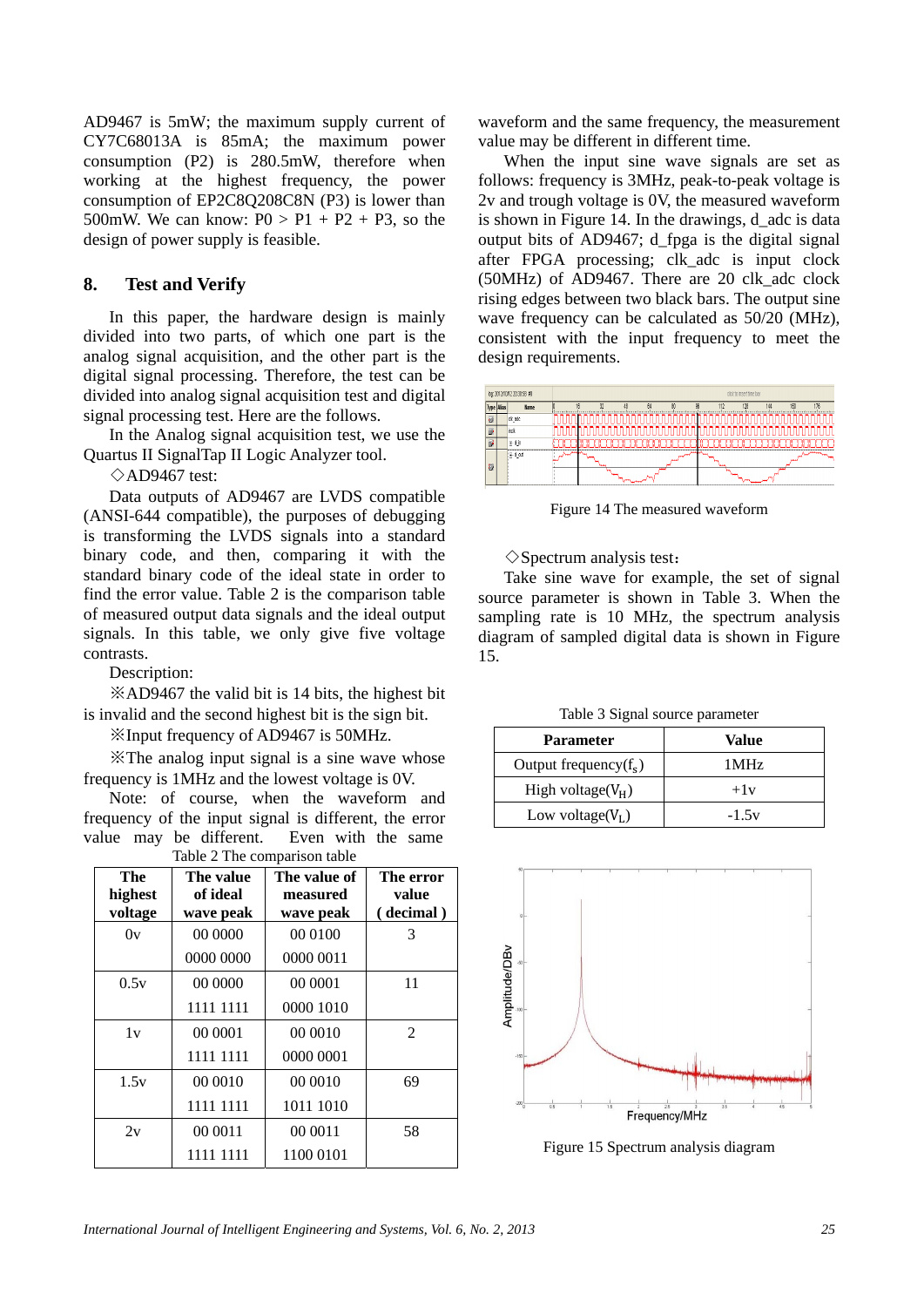AD9467 is 5mW; the maximum supply current of CY7C68013A is 85mA; the maximum power consumption (P2) is 280.5mW, therefore when working at the highest frequency, the power consumption of EP2C8Q208C8N (P3) is lower than 500mW. We can know: P0 > P1 + P2 + P3, so the design of power supply is feasible.

## 8. Test and Verify

In this paper, the hardware design is mainly divided into two parts, of which one part is the analog signal acquisition, and the other part is the digital signal processing. Therefore, the test can be divided into analog signal acquisition test and digital signal processing test. Here are the follows.

In the Analog signal acquisition test, we use the Quartus II SignalTap II Logic Analyzer tool.

◇AD9467 test:

Data outputs of AD9467 are LVDS compatible (ANSI-644 compatible), the purposes of debugging is transforming the LVDS signals into a standard binary code, and then, comparing it with the standard binary code of the ideal state in order to find the error value. Table 2 is the comparison table of measured output data signals and the ideal output signals. In this table, we only give five voltage contrasts.

Description:

※AD9467 the valid bit is 14 bits, the highest bit is invalid and the second highest bit is the sign bit.

※Input frequency of AD9467 is 50MHz.

※The analog input signal is a sine wave whose frequency is 1MHz and the lowest voltage is 0V.

Note: of course, when the waveform and frequency of the input signal is different, the error value may be different. Even with the same waveform and the same frequency, the measurement value may be different in different time.

Table 2 The comparison table

| The highest voltage | The value of ideal wave peak | The value of measured wave peak | The error value ( decimal ) |
|---|---|---|---|
| 0v | 00 0000 0000 0000 | 00 0100 0000 0011 | 3 |
| 0.5v | 00 0000 1111 1111 | 00 0001 0000 1010 | 11 |
| 1v | 00 0001 1111 1111 | 00 0010 0000 0001 | 2 |
| 1.5v | 00 0010 1111 1111 | 00 0010 1011 1010 | 69 |
| 2v | 00 0011 1111 1111 | 00 0011 1100 0101 | 58 |

When the input sine wave signals are set as follows: frequency is 3MHz, peak-to-peak voltage is 2v and trough voltage is 0V, the measured waveform is shown in Figure 14. In the drawings, d_adc is data output bits of AD9467; d_fpga is the digital signal after FPGA processing; clk_adc is input clock (50MHz) of AD9467. There are 20 clk_adc clock rising edges between two black bars. The output sine wave frequency can be calculated as 50/20 (MHz), consistent with the input frequency to meet the design requirements.

Figure 14 The measured waveform

◇Spectrum analysis test：

Take sine wave for example, the set of signal source parameter is shown in Table 3. When the sampling rate is 10 MHz, the spectrum analysis diagram of sampled digital data is shown in Figure 15.

Table 3 Signal source parameter

| Parameter | Value |
|---|---|
| Output frequency($f_s$) | 1MHz |
| High voltage($V_H$) | +1v |
| Low voltage($V_L$) | -1.5v |

Figure 15 Spectrum analysis diagram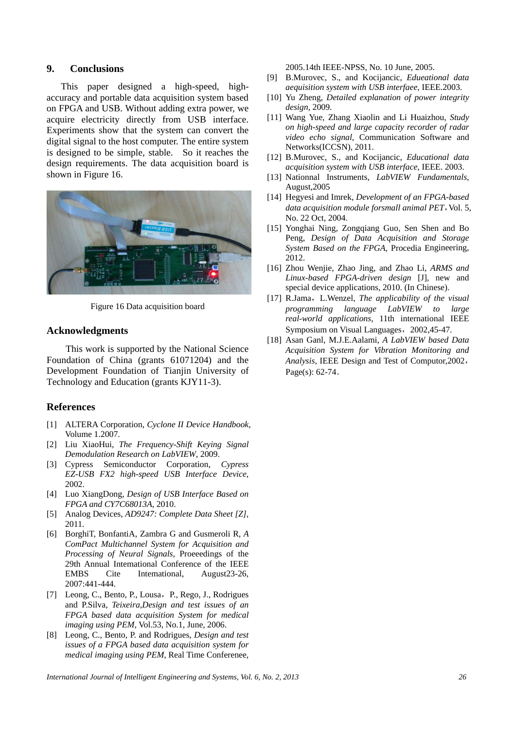## 9. Conclusions

This paper designed a high-speed, high-accuracy and portable data acquisition system based on FPGA and USB. Without adding extra power, we acquire electricity directly from USB interface. Experiments show that the system can convert the digital signal to the host computer. The entire system is designed to be simple, stable. So it reaches the design requirements. The data acquisition board is shown in Figure 16.

Figure 16 Data acquisition board

## Acknowledgments

This work is supported by the National Science Foundation of China (grants 61071204) and the Development Foundation of Tianjin University of Technology and Education (grants KJY11-3).

## References

[1] ALTERA Corporation, *Cyclone II Device Handbook*, Volume 1.2007.

[2] Liu XiaoHui, *The Frequency-Shift Keying Signal Demodulation Research on LabVIEW*, 2009.

[3] Cypress Semiconductor Corporation, *Cypress EZ-USB FX2 high-speed USB Interface Device*, 2002.

[4] Luo XiangDong, *Design of USB Interface Based on FPGA and CY7C68013A*, 2010.

[5] Analog Devices, *AD9247: Complete Data Sheet [Z]*, 2011.

[6] BorghiT, BonfantiA, Zambra G and Gusmeroli R, *A ComPact Multichannel System for Acquisition and Processing of Neural Signals*, Proeeedings of the 29th Annual Intemational Conference of the IEEE EMBS Cite Intemational, August23-26, 2007:441-444.

[7] Leong, C., Bento, P., Lousa，P., Rego, J., Rodrigues and P.Silva, *Teixeira,Design and test issues of an FPGA based data acquisition System for medical imaging using PEM*, Vol.53, No.1, June, 2006.

[8] Leong, C., Bento, P. and Rodrigues, *Design and test issues of a FPGA based data acquisition system for medical imaging using PEM*, Real Time Conferenee, 2005.14th IEEE-NPSS, No. 10 June, 2005.

[9] B.Murovec, S., and Kocijancic, *Edueational data aequisition system with USB interfaee*, IEEE.2003.

[10] Yu Zheng, *Detailed explanation of power integrity design*, 2009.

[11] Wang Yue, Zhang Xiaolin and Li Huaizhou, *Study on high-speed and large capacity recorder of radar video echo signal*, Communication Software and Networks(ICCSN), 2011.

[12] B.Murovec, S., and Kocijancic, *Educational data acquisition system with USB interface*, IEEE. 2003.

[13] Nationnal Instruments, *LabVIEW Fundamentals*, August,2005

[14] Hegyesi and Imrek, *Development of an FPGA-based data acquisition module forsmall animal PET*，Vol. 5, No. 22 Oct, 2004.

[15] Yonghai Ning, Zongqiang Guo, Sen Shen and Bo Peng, *Design of Data Acquisition and Storage System Based on the FPGA*, Procedia Engineering, 2012.

[16] Zhou Wenjie, Zhao Jing, and Zhao Li, *ARMS and Linux-based FPGA-driven design* [J], new and special device applications, 2010. (In Chinese).

[17] R.Jama，L.Wenzel, *The applicability of the visual programming language LabVIEW to large real-world applications*, 11th international IEEE Symposium on Visual Languages，2002,45-47.

[18] Asan Ganl, M.J.E.Aalami, *A LabVIEW based Data Acquisition System for Vibration Monitoring and Analysis*, IEEE Design and Test of Computor,2002，Page(s): 62-74.